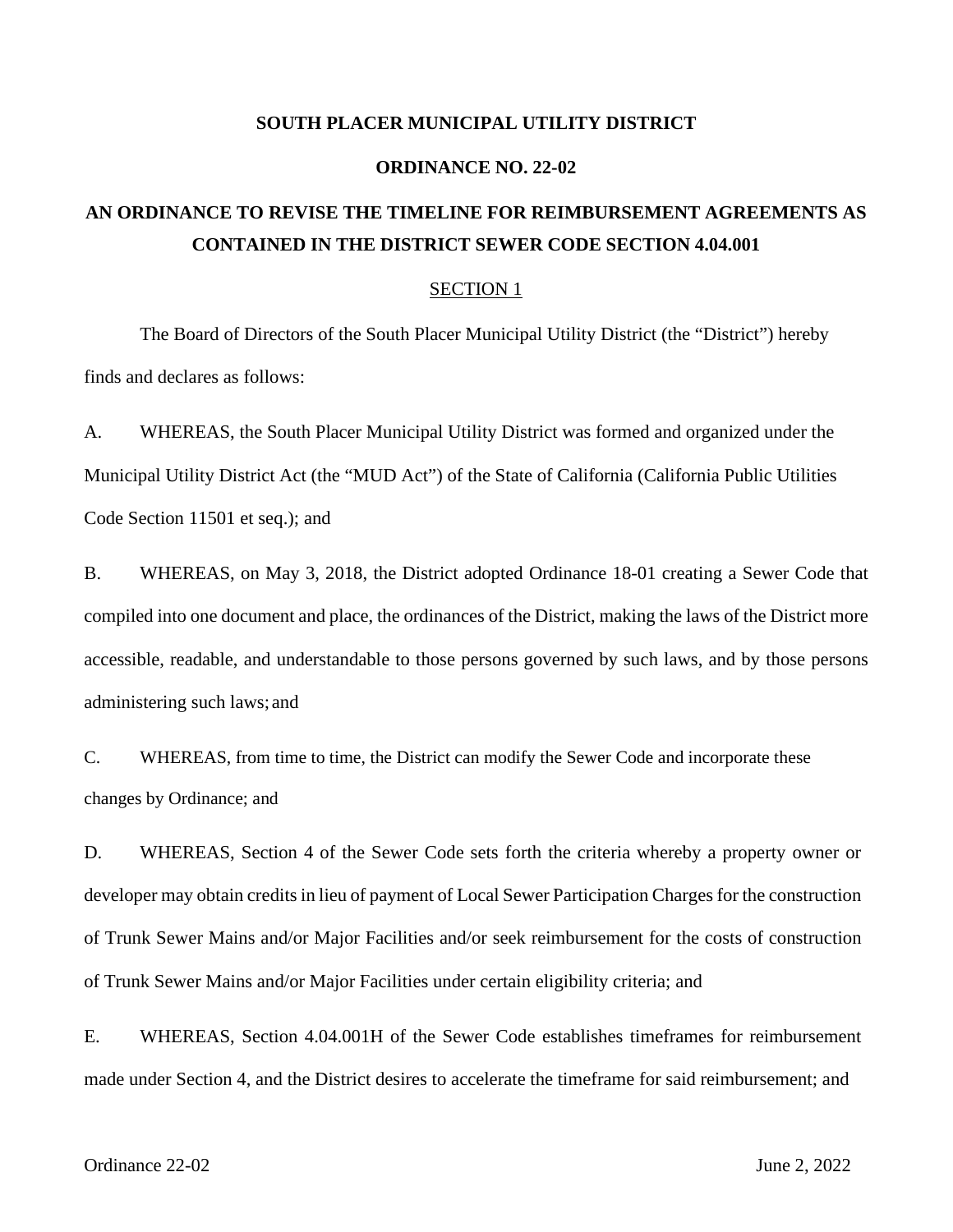**SOUTH PLACER MUNICIPAL UTILITY DISTRICT**

**ORDINANCE NO. 22-02**

# AN ORDINANCE TO REVISE THE TIMELINE FOR REIMBURSEMENT AGREEMENTS AS CONTAINED IN THE DISTRICT SEWER CODE SECTION 4.04.001

<u>SECTION 1</u>

The Board of Directors of the South Placer Municipal Utility District (the "District") hereby finds and declares as follows:

A. WHEREAS, the South Placer Municipal Utility District was formed and organized under the Municipal Utility District Act (the "MUD Act") of the State of California (California Public Utilities Code Section 11501 et seq.); and

B. WHEREAS, on May 3, 2018, the District adopted Ordinance 18-01 creating a Sewer Code that compiled into one document and place, the ordinances of the District, making the laws of the District more accessible, readable, and understandable to those persons governed by such laws, and by those persons administering such laws; and

C. WHEREAS, from time to time, the District can modify the Sewer Code and incorporate these changes by Ordinance; and

D. WHEREAS, Section 4 of the Sewer Code sets forth the criteria whereby a property owner or developer may obtain credits in lieu of payment of Local Sewer Participation Charges for the construction of Trunk Sewer Mains and/or Major Facilities and/or seek reimbursement for the costs of construction of Trunk Sewer Mains and/or Major Facilities under certain eligibility criteria; and

E. WHEREAS, Section 4.04.001H of the Sewer Code establishes timeframes for reimbursement made under Section 4, and the District desires to accelerate the timeframe for said reimbursement; and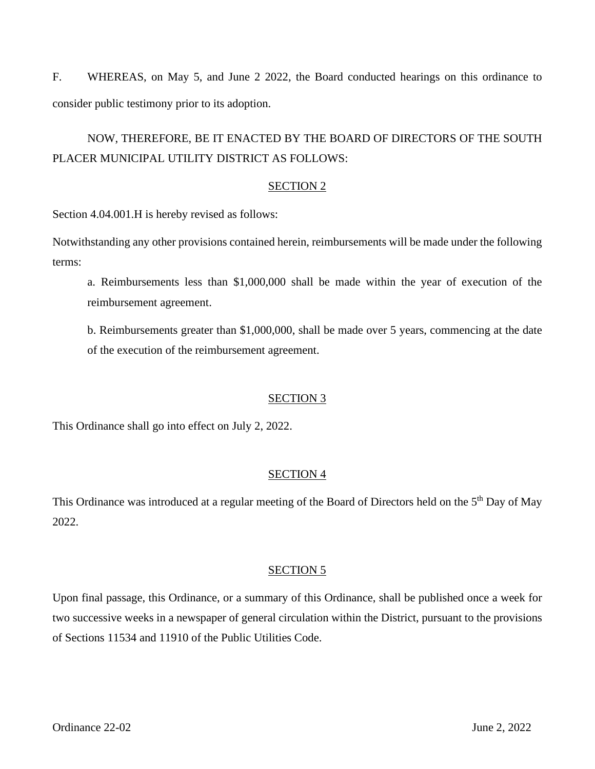F. WHEREAS, on May 5, and June 2 2022, the Board conducted hearings on this ordinance to consider public testimony prior to its adoption.

NOW, THEREFORE, BE IT ENACTED BY THE BOARD OF DIRECTORS OF THE SOUTH PLACER MUNICIPAL UTILITY DISTRICT AS FOLLOWS:

## SECTION 2

Section 4.04.001.H is hereby revised as follows:

Notwithstanding any other provisions contained herein, reimbursements will be made under the following terms:

a. Reimbursements less than $1,000,000 shall be made within the year of execution of the reimbursement agreement.

b. Reimbursements greater than $1,000,000, shall be made over 5 years, commencing at the date of the execution of the reimbursement agreement.

## SECTION 3

This Ordinance shall go into effect on July 2, 2022.

## SECTION 4

This Ordinance was introduced at a regular meeting of the Board of Directors held on the 5th Day of May 2022.

## SECTION 5

Upon final passage, this Ordinance, or a summary of this Ordinance, shall be published once a week for two successive weeks in a newspaper of general circulation within the District, pursuant to the provisions of Sections 11534 and 11910 of the Public Utilities Code.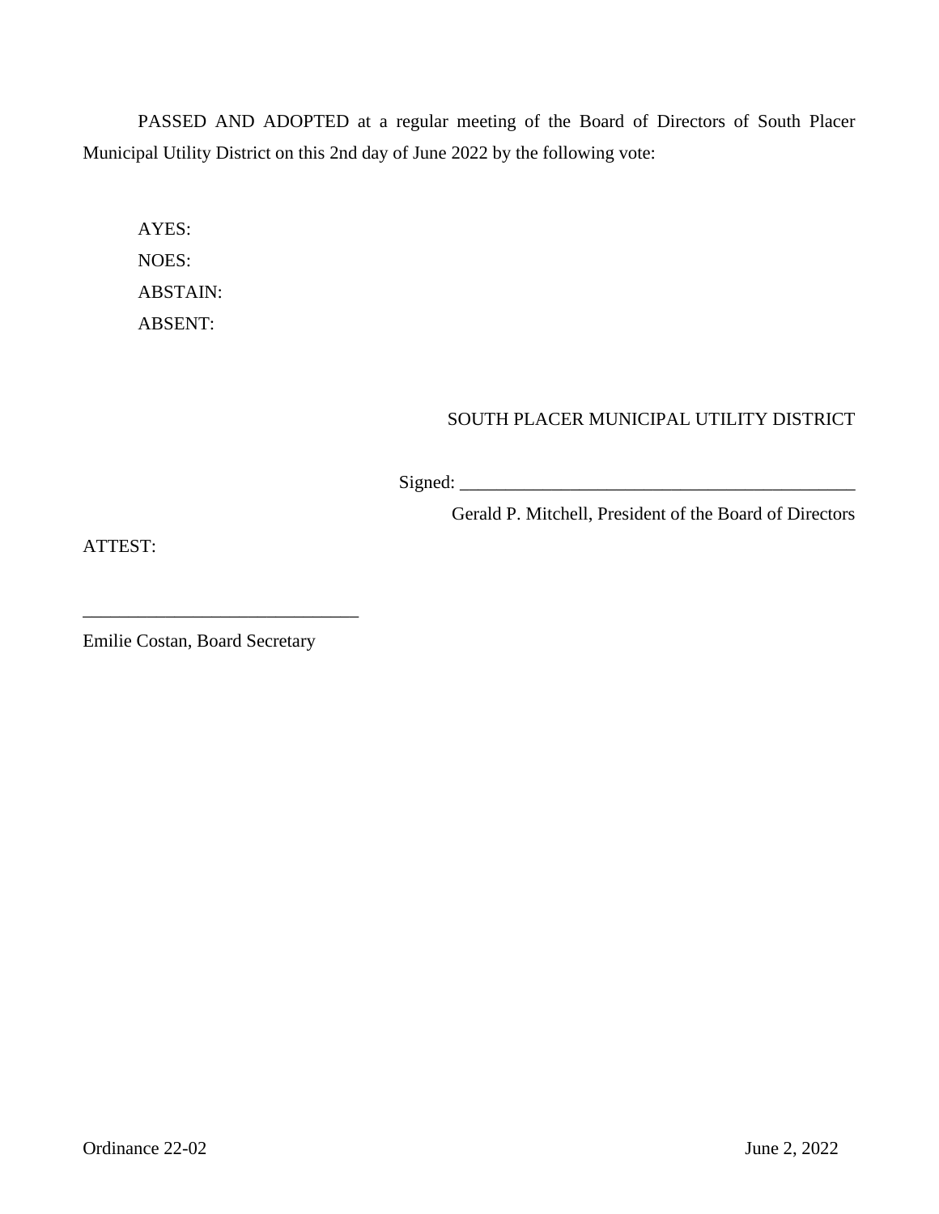PASSED AND ADOPTED at a regular meeting of the Board of Directors of South Placer Municipal Utility District on this 2nd day of June 2022 by the following vote:

AYES:

NOES:

ABSTAIN:

ABSENT:

SOUTH PLACER MUNICIPAL UTILITY DISTRICT

Signed: _____________________________________________

Gerald P. Mitchell, President of the Board of Directors

ATTEST:

______________________________

Emilie Costan, Board Secretary